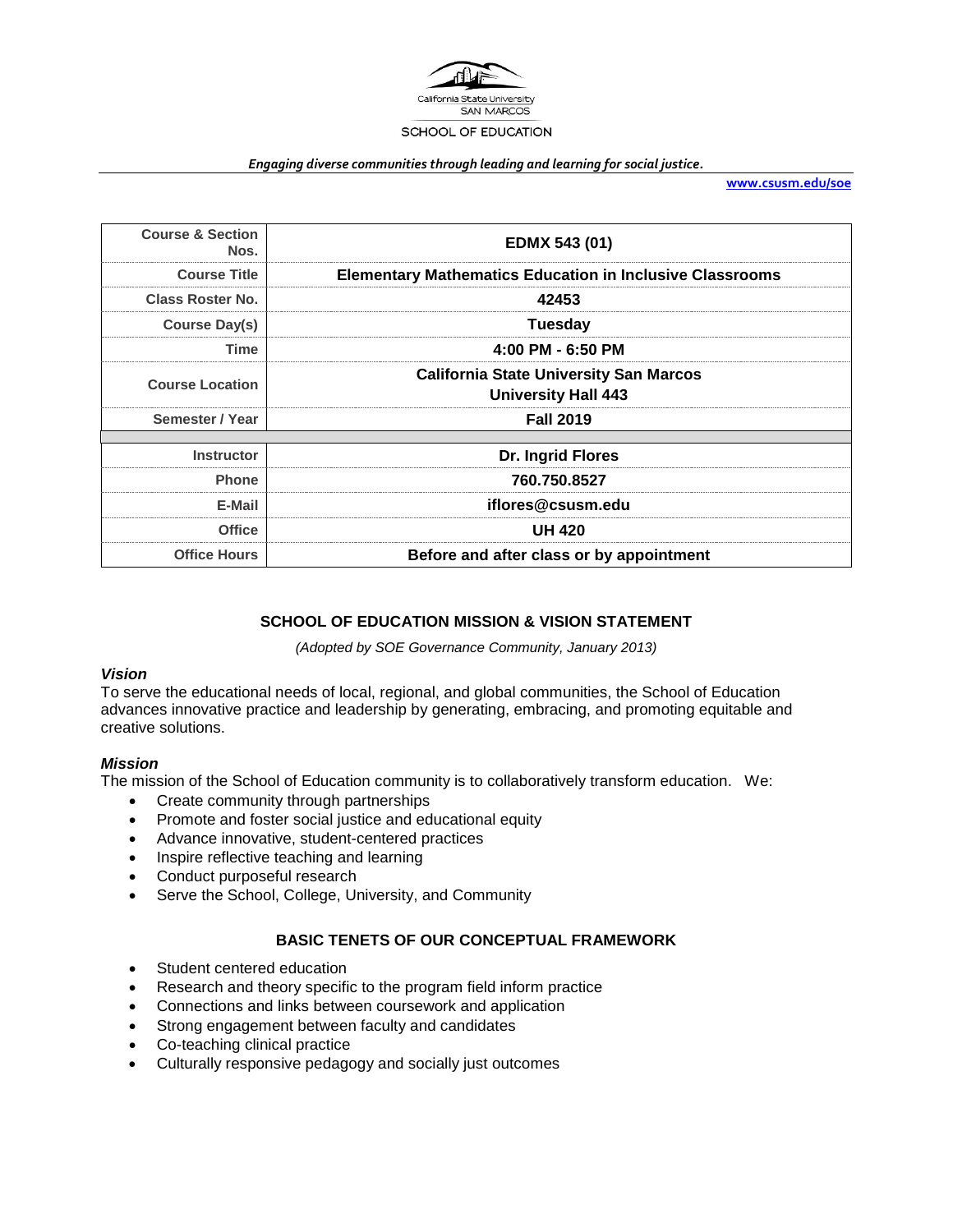California State University SAN MARCOS

SCHOOL OF EDUCATION

*Engaging diverse communities through leading and learning for social justice.*

www.csusm.edu/soe

| Course & Section Nos. | EDMX 543 (01) |
|---|---|
| Course Title | Elementary Mathematics Education in Inclusive Classrooms |
| Class Roster No. | 42453 |
| Course Day(s) | Tuesday |
| Time | 4:00 PM - 6:50 PM |
| Course Location | California State University San Marcos<br>University Hall 443 |
| Semester / Year | Fall 2019 |
| | |
| Instructor | Dr. Ingrid Flores |
| Phone | 760.750.8527 |
| E-Mail | iflores@csusm.edu |
| Office | UH 420 |
| Office Hours | Before and after class or by appointment |

## SCHOOL OF EDUCATION MISSION & VISION STATEMENT

*(Adopted by SOE Governance Community, January 2013)*

### *Vision*

To serve the educational needs of local, regional, and global communities, the School of Education advances innovative practice and leadership by generating, embracing, and promoting equitable and creative solutions.

### *Mission*

The mission of the School of Education community is to collaboratively transform education. We:

- Create community through partnerships
- Promote and foster social justice and educational equity
- Advance innovative, student-centered practices
- Inspire reflective teaching and learning
- Conduct purposeful research
- Serve the School, College, University, and Community

## BASIC TENETS OF OUR CONCEPTUAL FRAMEWORK

- Student centered education
- Research and theory specific to the program field inform practice
- Connections and links between coursework and application
- Strong engagement between faculty and candidates
- Co-teaching clinical practice
- Culturally responsive pedagogy and socially just outcomes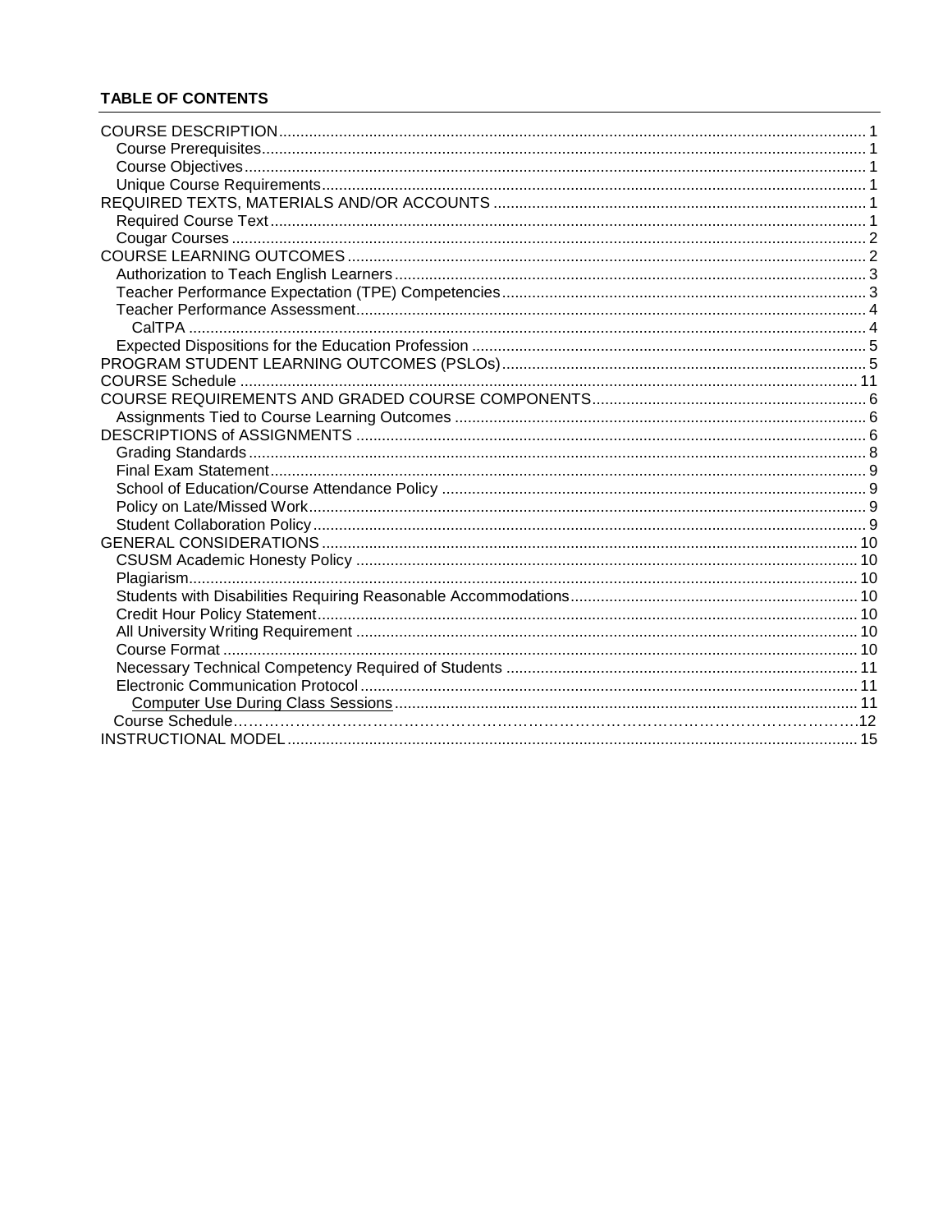**TABLE OF CONTENTS**

- COURSE DESCRIPTION ........ 1
  - Course Prerequisites ........ 1
  - Course Objectives ........ 1
  - Unique Course Requirements ........ 1
- REQUIRED TEXTS, MATERIALS AND/OR ACCOUNTS ........ 1
  - Required Course Text ........ 1
  - Cougar Courses ........ 2
- COURSE LEARNING OUTCOMES ........ 2
  - Authorization to Teach English Learners ........ 3
  - Teacher Performance Expectation (TPE) Competencies ........ 3
  - Teacher Performance Assessment ........ 4
    - CalTPA ........ 4
  - Expected Dispositions for the Education Profession ........ 5
- PROGRAM STUDENT LEARNING OUTCOMES (PSLOs) ........ 5
- COURSE Schedule ........ 11
- COURSE REQUIREMENTS AND GRADED COURSE COMPONENTS ........ 6
  - Assignments Tied to Course Learning Outcomes ........ 6
- DESCRIPTIONS of ASSIGNMENTS ........ 6
  - Grading Standards ........ 8
  - Final Exam Statement ........ 9
  - School of Education/Course Attendance Policy ........ 9
  - Policy on Late/Missed Work ........ 9
  - Student Collaboration Policy ........ 9
- GENERAL CONSIDERATIONS ........ 10
  - CSUSM Academic Honesty Policy ........ 10
  - Plagiarism ........ 10
  - Students with Disabilities Requiring Reasonable Accommodations ........ 10
  - Credit Hour Policy Statement ........ 10
  - All University Writing Requirement ........ 10
  - Course Format ........ 10
  - Necessary Technical Competency Required of Students ........ 11
  - Electronic Communication Protocol ........ 11
    - Computer Use During Class Sessions ........ 11
  - Course Schedule ........ 12
- INSTRUCTIONAL MODEL ........ 15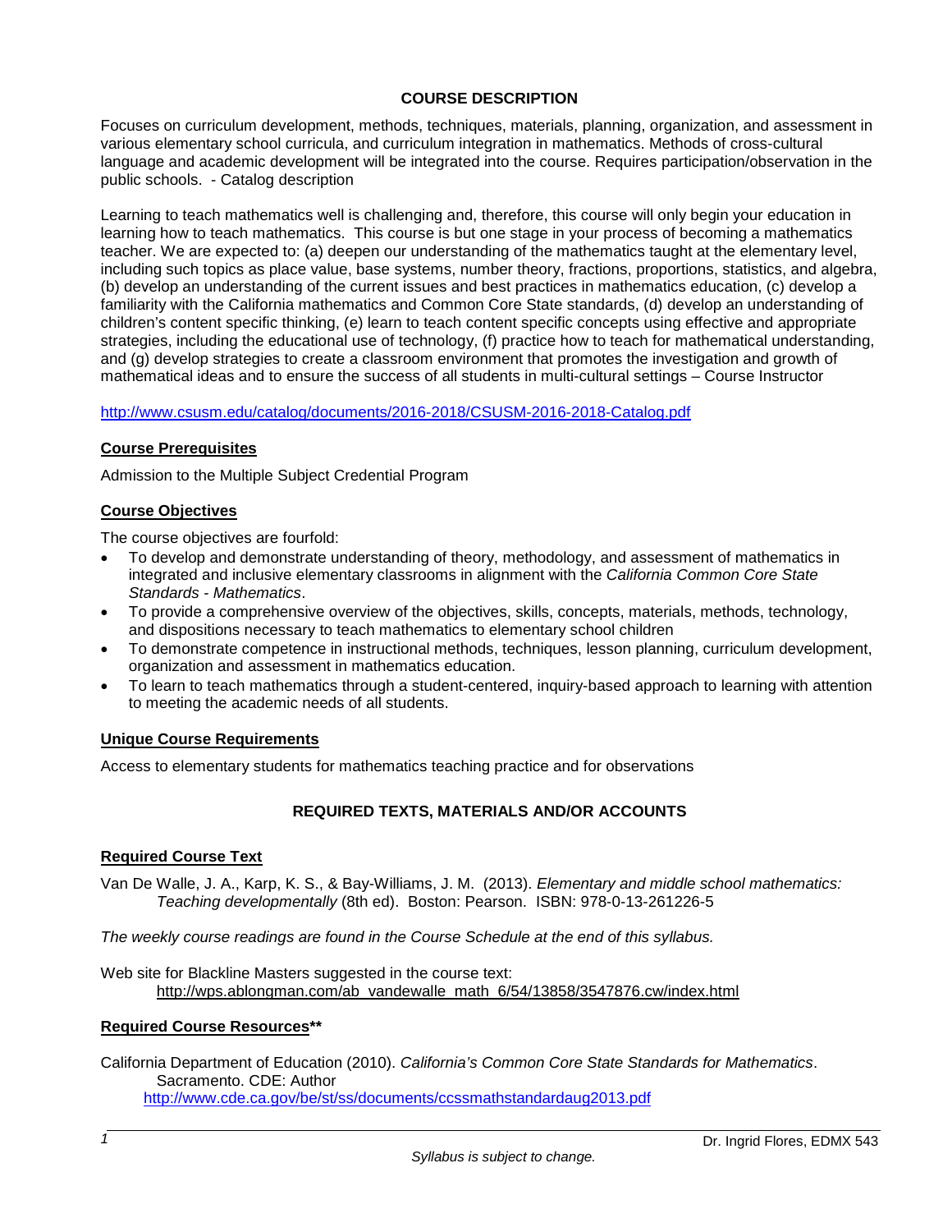## COURSE DESCRIPTION

Focuses on curriculum development, methods, techniques, materials, planning, organization, and assessment in various elementary school curricula, and curriculum integration in mathematics. Methods of cross-cultural language and academic development will be integrated into the course. Requires participation/observation in the public schools. - Catalog description

Learning to teach mathematics well is challenging and, therefore, this course will only begin your education in learning how to teach mathematics. This course is but one stage in your process of becoming a mathematics teacher. We are expected to: (a) deepen our understanding of the mathematics taught at the elementary level, including such topics as place value, base systems, number theory, fractions, proportions, statistics, and algebra, (b) develop an understanding of the current issues and best practices in mathematics education, (c) develop a familiarity with the California mathematics and Common Core State standards, (d) develop an understanding of children's content specific thinking, (e) learn to teach content specific concepts using effective and appropriate strategies, including the educational use of technology, (f) practice how to teach for mathematical understanding, and (g) develop strategies to create a classroom environment that promotes the investigation and growth of mathematical ideas and to ensure the success of all students in multi-cultural settings – Course Instructor

http://www.csusm.edu/catalog/documents/2016-2018/CSUSM-2016-2018-Catalog.pdf

### Course Prerequisites

Admission to the Multiple Subject Credential Program

### Course Objectives

The course objectives are fourfold:

- To develop and demonstrate understanding of theory, methodology, and assessment of mathematics in integrated and inclusive elementary classrooms in alignment with the *California Common Core State Standards - Mathematics*.
- To provide a comprehensive overview of the objectives, skills, concepts, materials, methods, technology, and dispositions necessary to teach mathematics to elementary school children
- To demonstrate competence in instructional methods, techniques, lesson planning, curriculum development, organization and assessment in mathematics education.
- To learn to teach mathematics through a student-centered, inquiry-based approach to learning with attention to meeting the academic needs of all students.

### Unique Course Requirements

Access to elementary students for mathematics teaching practice and for observations

## REQUIRED TEXTS, MATERIALS AND/OR ACCOUNTS

### Required Course Text

Van De Walle, J. A., Karp, K. S., & Bay-Williams, J. M. (2013). *Elementary and middle school mathematics: Teaching developmentally* (8th ed). Boston: Pearson. ISBN: 978-0-13-261226-5

*The weekly course readings are found in the Course Schedule at the end of this syllabus.*

Web site for Blackline Masters suggested in the course text:
http://wps.ablongman.com/ab_vandewalle_math_6/54/13858/3547876.cw/index.html

### Required Course Resources**

California Department of Education (2010). *California's Common Core State Standards for Mathematics*. Sacramento. CDE: Author
http://www.cde.ca.gov/be/st/ss/documents/ccssmathstandardaug2013.pdf

*Syllabus is subject to change.*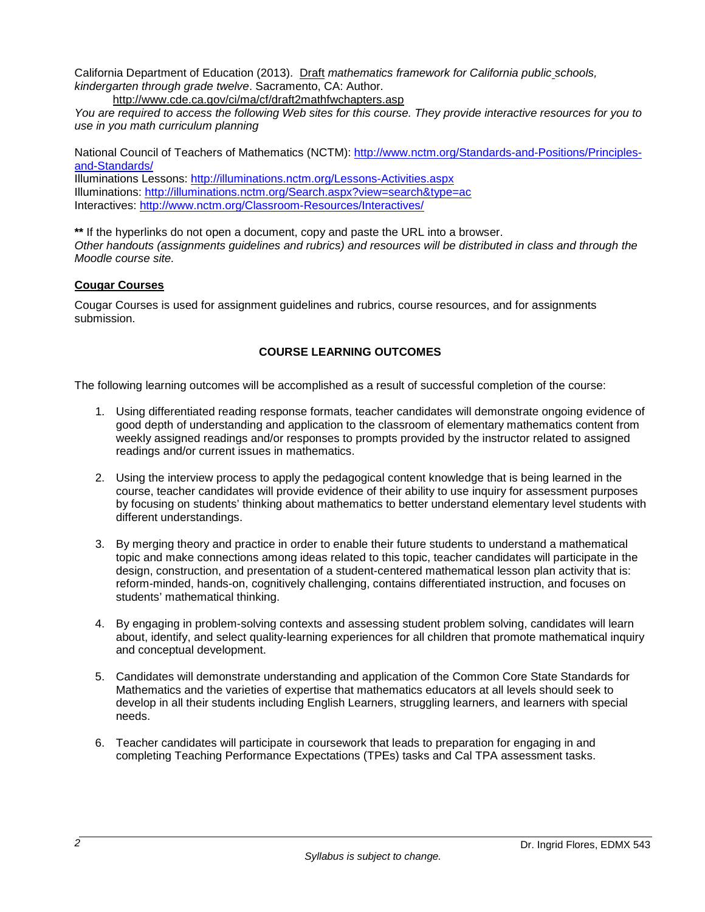California Department of Education (2013). Draft *mathematics framework for California public schools, kindergarten through grade twelve*. Sacramento, CA: Author.
http://www.cde.ca.gov/ci/ma/cf/draft2mathfwchapters.asp

*You are required to access the following Web sites for this course. They provide interactive resources for you to use in you math curriculum planning*

National Council of Teachers of Mathematics (NCTM): http://www.nctm.org/Standards-and-Positions/Principles-and-Standards/
Illuminations Lessons: http://illuminations.nctm.org/Lessons-Activities.aspx
Illuminations: http://illuminations.nctm.org/Search.aspx?view=search&type=ac
Interactives: http://www.nctm.org/Classroom-Resources/Interactives/

**\*\*** If the hyperlinks do not open a document, copy and paste the URL into a browser.
*Other handouts (assignments guidelines and rubrics) and resources will be distributed in class and through the Moodle course site.*

**Cougar Courses**

Cougar Courses is used for assignment guidelines and rubrics, course resources, and for assignments submission.

## COURSE LEARNING OUTCOMES

The following learning outcomes will be accomplished as a result of successful completion of the course:

1. Using differentiated reading response formats, teacher candidates will demonstrate ongoing evidence of good depth of understanding and application to the classroom of elementary mathematics content from weekly assigned readings and/or responses to prompts provided by the instructor related to assigned readings and/or current issues in mathematics.

2. Using the interview process to apply the pedagogical content knowledge that is being learned in the course, teacher candidates will provide evidence of their ability to use inquiry for assessment purposes by focusing on students' thinking about mathematics to better understand elementary level students with different understandings.

3. By merging theory and practice in order to enable their future students to understand a mathematical topic and make connections among ideas related to this topic, teacher candidates will participate in the design, construction, and presentation of a student-centered mathematical lesson plan activity that is: reform-minded, hands-on, cognitively challenging, contains differentiated instruction, and focuses on students' mathematical thinking.

4. By engaging in problem-solving contexts and assessing student problem solving, candidates will learn about, identify, and select quality-learning experiences for all children that promote mathematical inquiry and conceptual development.

5. Candidates will demonstrate understanding and application of the Common Core State Standards for Mathematics and the varieties of expertise that mathematics educators at all levels should seek to develop in all their students including English Learners, struggling learners, and learners with special needs.

6. Teacher candidates will participate in coursework that leads to preparation for engaging in and completing Teaching Performance Expectations (TPEs) tasks and Cal TPA assessment tasks.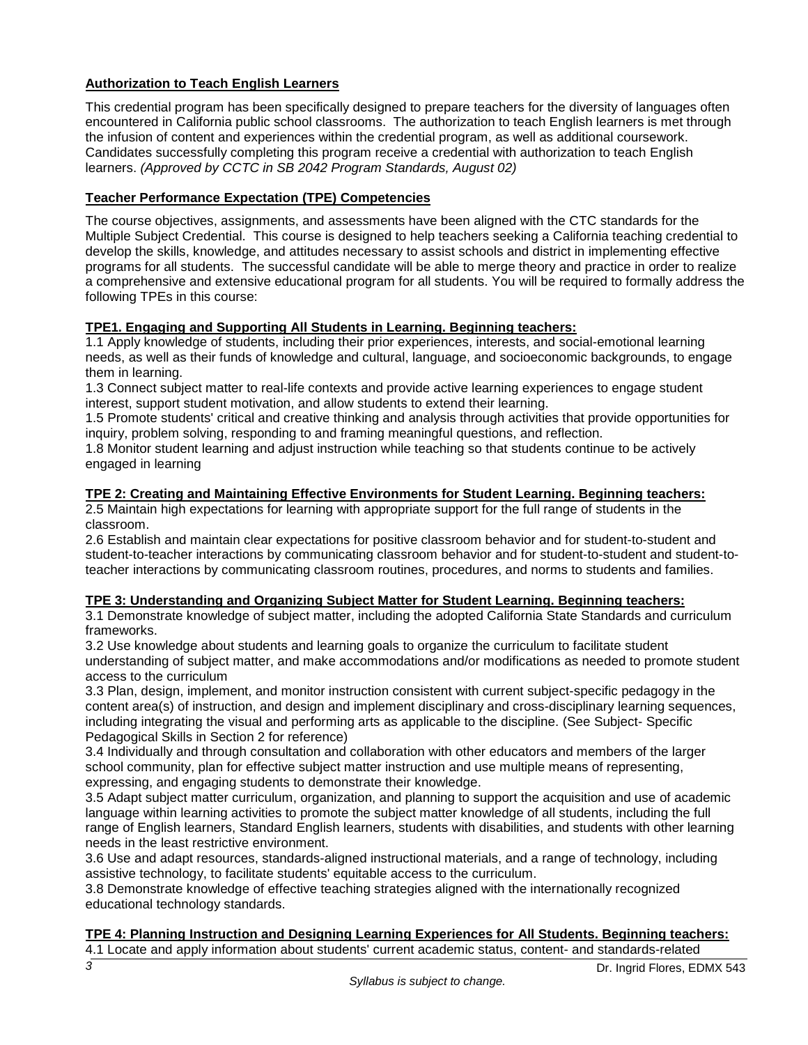**Authorization to Teach English Learners**

This credential program has been specifically designed to prepare teachers for the diversity of languages often encountered in California public school classrooms. The authorization to teach English learners is met through the infusion of content and experiences within the credential program, as well as additional coursework. Candidates successfully completing this program receive a credential with authorization to teach English learners. *(Approved by CCTC in SB 2042 Program Standards, August 02)*

**Teacher Performance Expectation (TPE) Competencies**

The course objectives, assignments, and assessments have been aligned with the CTC standards for the Multiple Subject Credential. This course is designed to help teachers seeking a California teaching credential to develop the skills, knowledge, and attitudes necessary to assist schools and district in implementing effective programs for all students. The successful candidate will be able to merge theory and practice in order to realize a comprehensive and extensive educational program for all students. You will be required to formally address the following TPEs in this course:

**TPE1. Engaging and Supporting All Students in Learning. Beginning teachers:**

1.1 Apply knowledge of students, including their prior experiences, interests, and social-emotional learning needs, as well as their funds of knowledge and cultural, language, and socioeconomic backgrounds, to engage them in learning.

1.3 Connect subject matter to real-life contexts and provide active learning experiences to engage student interest, support student motivation, and allow students to extend their learning.

1.5 Promote students' critical and creative thinking and analysis through activities that provide opportunities for inquiry, problem solving, responding to and framing meaningful questions, and reflection.

1.8 Monitor student learning and adjust instruction while teaching so that students continue to be actively engaged in learning

**TPE 2: Creating and Maintaining Effective Environments for Student Learning. Beginning teachers:**

2.5 Maintain high expectations for learning with appropriate support for the full range of students in the classroom.

2.6 Establish and maintain clear expectations for positive classroom behavior and for student-to-student and student-to-teacher interactions by communicating classroom behavior and for student-to-student and student-to-teacher interactions by communicating classroom routines, procedures, and norms to students and families.

**TPE 3: Understanding and Organizing Subject Matter for Student Learning. Beginning teachers:**

3.1 Demonstrate knowledge of subject matter, including the adopted California State Standards and curriculum frameworks.

3.2 Use knowledge about students and learning goals to organize the curriculum to facilitate student understanding of subject matter, and make accommodations and/or modifications as needed to promote student access to the curriculum

3.3 Plan, design, implement, and monitor instruction consistent with current subject-specific pedagogy in the content area(s) of instruction, and design and implement disciplinary and cross-disciplinary learning sequences, including integrating the visual and performing arts as applicable to the discipline. (See Subject- Specific Pedagogical Skills in Section 2 for reference)

3.4 Individually and through consultation and collaboration with other educators and members of the larger school community, plan for effective subject matter instruction and use multiple means of representing, expressing, and engaging students to demonstrate their knowledge.

3.5 Adapt subject matter curriculum, organization, and planning to support the acquisition and use of academic language within learning activities to promote the subject matter knowledge of all students, including the full range of English learners, Standard English learners, students with disabilities, and students with other learning needs in the least restrictive environment.

3.6 Use and adapt resources, standards-aligned instructional materials, and a range of technology, including assistive technology, to facilitate students' equitable access to the curriculum.

3.8 Demonstrate knowledge of effective teaching strategies aligned with the internationally recognized educational technology standards.

**TPE 4: Planning Instruction and Designing Learning Experiences for All Students. Beginning teachers:**

4.1 Locate and apply information about students' current academic status, content- and standards-related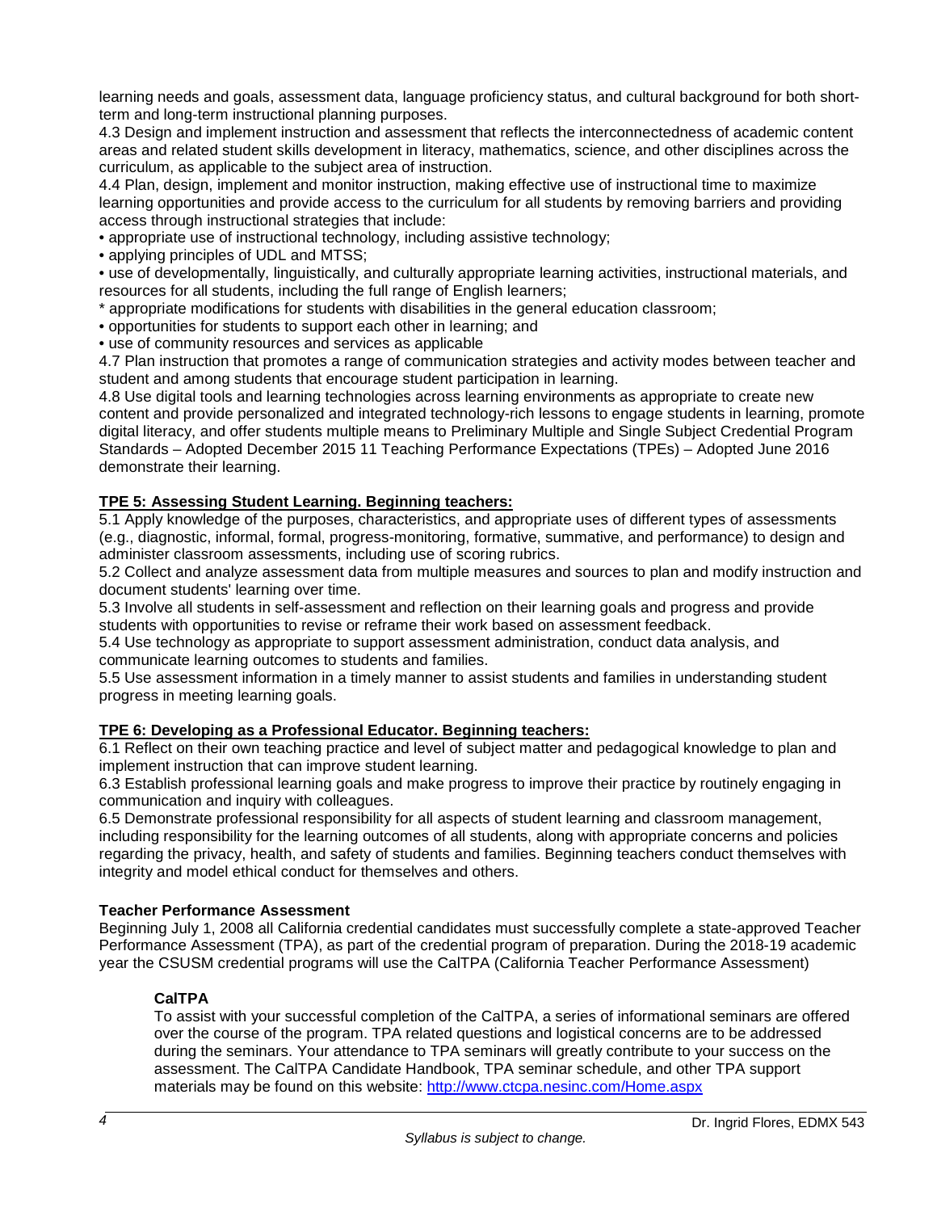learning needs and goals, assessment data, language proficiency status, and cultural background for both short-term and long-term instructional planning purposes.

4.3 Design and implement instruction and assessment that reflects the interconnectedness of academic content areas and related student skills development in literacy, mathematics, science, and other disciplines across the curriculum, as applicable to the subject area of instruction.

4.4 Plan, design, implement and monitor instruction, making effective use of instructional time to maximize learning opportunities and provide access to the curriculum for all students by removing barriers and providing access through instructional strategies that include:

• appropriate use of instructional technology, including assistive technology;
• applying principles of UDL and MTSS;
• use of developmentally, linguistically, and culturally appropriate learning activities, instructional materials, and resources for all students, including the full range of English learners;
* appropriate modifications for students with disabilities in the general education classroom;
• opportunities for students to support each other in learning; and
• use of community resources and services as applicable

4.7 Plan instruction that promotes a range of communication strategies and activity modes between teacher and student and among students that encourage student participation in learning.

4.8 Use digital tools and learning technologies across learning environments as appropriate to create new content and provide personalized and integrated technology-rich lessons to engage students in learning, promote digital literacy, and offer students multiple means to Preliminary Multiple and Single Subject Credential Program Standards – Adopted December 2015 11 Teaching Performance Expectations (TPEs) – Adopted June 2016 demonstrate their learning.

**TPE 5: Assessing Student Learning. Beginning teachers:**

5.1 Apply knowledge of the purposes, characteristics, and appropriate uses of different types of assessments (e.g., diagnostic, informal, formal, progress-monitoring, formative, summative, and performance) to design and administer classroom assessments, including use of scoring rubrics.

5.2 Collect and analyze assessment data from multiple measures and sources to plan and modify instruction and document students' learning over time.

5.3 Involve all students in self-assessment and reflection on their learning goals and progress and provide students with opportunities to revise or reframe their work based on assessment feedback.

5.4 Use technology as appropriate to support assessment administration, conduct data analysis, and communicate learning outcomes to students and families.

5.5 Use assessment information in a timely manner to assist students and families in understanding student progress in meeting learning goals.

**TPE 6: Developing as a Professional Educator. Beginning teachers:**

6.1 Reflect on their own teaching practice and level of subject matter and pedagogical knowledge to plan and implement instruction that can improve student learning.

6.3 Establish professional learning goals and make progress to improve their practice by routinely engaging in communication and inquiry with colleagues.

6.5 Demonstrate professional responsibility for all aspects of student learning and classroom management, including responsibility for the learning outcomes of all students, along with appropriate concerns and policies regarding the privacy, health, and safety of students and families. Beginning teachers conduct themselves with integrity and model ethical conduct for themselves and others.

**Teacher Performance Assessment**

Beginning July 1, 2008 all California credential candidates must successfully complete a state-approved Teacher Performance Assessment (TPA), as part of the credential program of preparation. During the 2018-19 academic year the CSUSM credential programs will use the CalTPA (California Teacher Performance Assessment)

**CalTPA**

To assist with your successful completion of the CalTPA, a series of informational seminars are offered over the course of the program. TPA related questions and logistical concerns are to be addressed during the seminars. Your attendance to TPA seminars will greatly contribute to your success on the assessment. The CalTPA Candidate Handbook, TPA seminar schedule, and other TPA support materials may be found on this website: http://www.ctcpa.nesinc.com/Home.aspx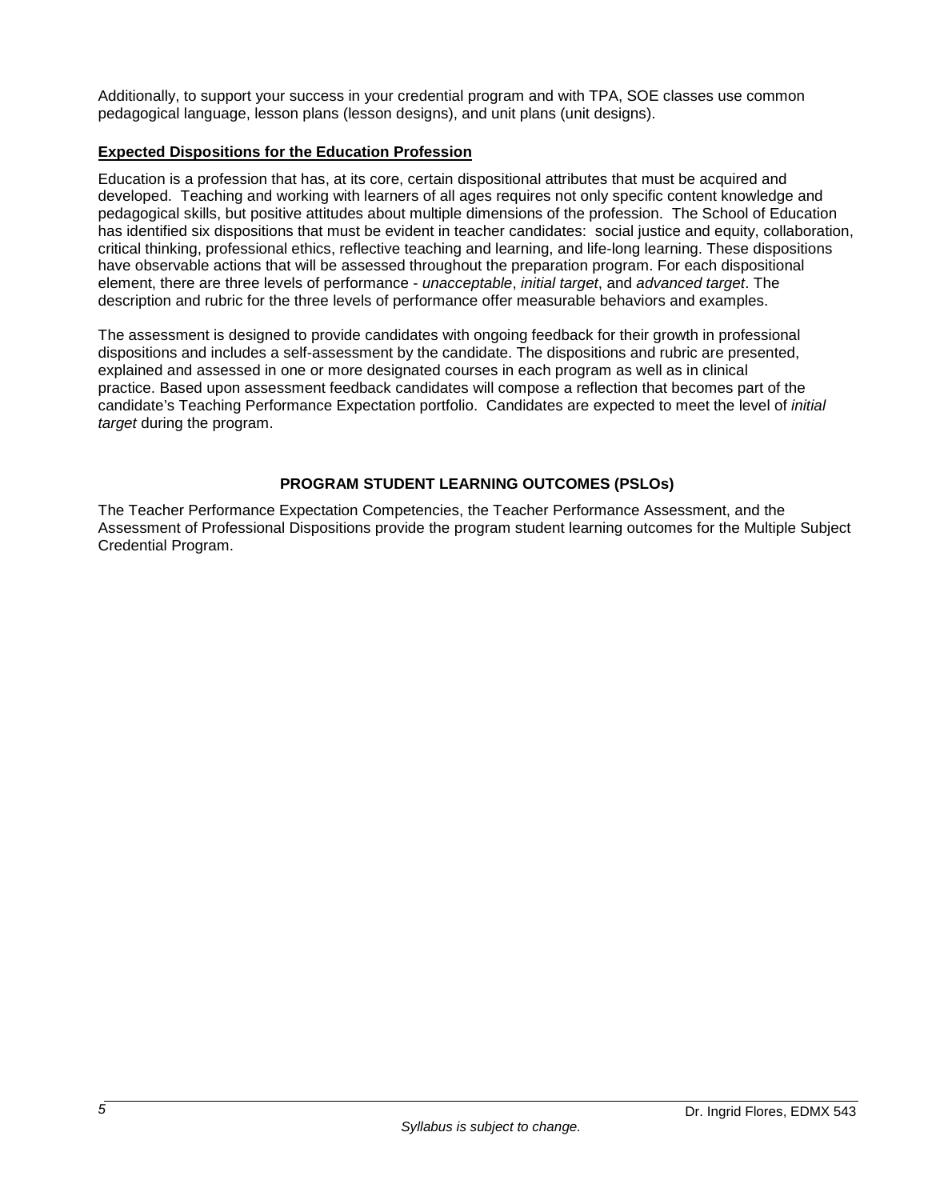Additionally, to support your success in your credential program and with TPA, SOE classes use common pedagogical language, lesson plans (lesson designs), and unit plans (unit designs).

### Expected Dispositions for the Education Profession

Education is a profession that has, at its core, certain dispositional attributes that must be acquired and developed. Teaching and working with learners of all ages requires not only specific content knowledge and pedagogical skills, but positive attitudes about multiple dimensions of the profession. The School of Education has identified six dispositions that must be evident in teacher candidates: social justice and equity, collaboration, critical thinking, professional ethics, reflective teaching and learning, and life-long learning. These dispositions have observable actions that will be assessed throughout the preparation program. For each dispositional element, there are three levels of performance - *unacceptable*, *initial target*, and *advanced target*. The description and rubric for the three levels of performance offer measurable behaviors and examples.

The assessment is designed to provide candidates with ongoing feedback for their growth in professional dispositions and includes a self-assessment by the candidate. The dispositions and rubric are presented, explained and assessed in one or more designated courses in each program as well as in clinical practice. Based upon assessment feedback candidates will compose a reflection that becomes part of the candidate's Teaching Performance Expectation portfolio. Candidates are expected to meet the level of *initial target* during the program.

## PROGRAM STUDENT LEARNING OUTCOMES (PSLOs)

The Teacher Performance Expectation Competencies, the Teacher Performance Assessment, and the Assessment of Professional Dispositions provide the program student learning outcomes for the Multiple Subject Credential Program.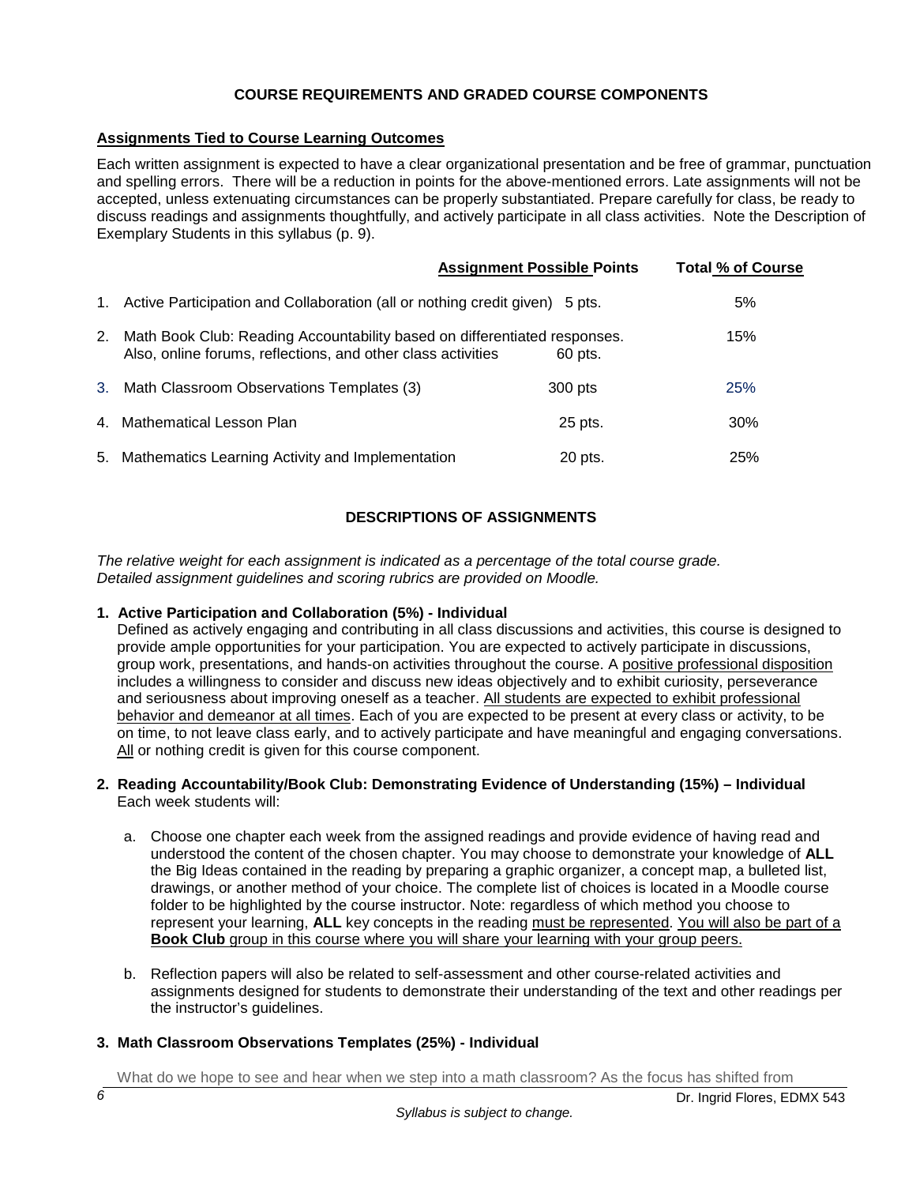## COURSE REQUIREMENTS AND GRADED COURSE COMPONENTS

**Assignments Tied to Course Learning Outcomes**

Each written assignment is expected to have a clear organizational presentation and be free of grammar, punctuation and spelling errors. There will be a reduction in points for the above-mentioned errors. Late assignments will not be accepted, unless extenuating circumstances can be properly substantiated. Prepare carefully for class, be ready to discuss readings and assignments thoughtfully, and actively participate in all class activities. Note the Description of Exemplary Students in this syllabus (p. 9).

| | Assignment | Possible Points | Total % of Course |
|---|---|---|---|
| 1. | Active Participation and Collaboration (all or nothing credit given) | 5 pts. | 5% |
| 2. | Math Book Club: Reading Accountability based on differentiated responses. Also, online forums, reflections, and other class activities | 60 pts. | 15% |
| 3. | Math Classroom Observations Templates (3) | 300 pts | 25% |
| 4. | Mathematical Lesson Plan | 25 pts. | 30% |
| 5. | Mathematics Learning Activity and Implementation | 20 pts. | 25% |

## DESCRIPTIONS OF ASSIGNMENTS

*The relative weight for each assignment is indicated as a percentage of the total course grade. Detailed assignment guidelines and scoring rubrics are provided on Moodle.*

**1. Active Participation and Collaboration (5%) - Individual**

Defined as actively engaging and contributing in all class discussions and activities, this course is designed to provide ample opportunities for your participation. You are expected to actively participate in discussions, group work, presentations, and hands-on activities throughout the course. A positive professional disposition includes a willingness to consider and discuss new ideas objectively and to exhibit curiosity, perseverance and seriousness about improving oneself as a teacher. All students are expected to exhibit professional behavior and demeanor at all times. Each of you are expected to be present at every class or activity, to be on time, to not leave class early, and to actively participate and have meaningful and engaging conversations. All or nothing credit is given for this course component.

**2. Reading Accountability/Book Club: Demonstrating Evidence of Understanding (15%) – Individual**

Each week students will:

a. Choose one chapter each week from the assigned readings and provide evidence of having read and understood the content of the chosen chapter. You may choose to demonstrate your knowledge of **ALL** the Big Ideas contained in the reading by preparing a graphic organizer, a concept map, a bulleted list, drawings, or another method of your choice. The complete list of choices is located in a Moodle course folder to be highlighted by the course instructor. Note: regardless of which method you choose to represent your learning, **ALL** key concepts in the reading must be represented. You will also be part of a **Book Club** group in this course where you will share your learning with your group peers.

b. Reflection papers will also be related to self-assessment and other course-related activities and assignments designed for students to demonstrate their understanding of the text and other readings per the instructor's guidelines.

**3. Math Classroom Observations Templates (25%) - Individual**

What do we hope to see and hear when we step into a math classroom? As the focus has shifted from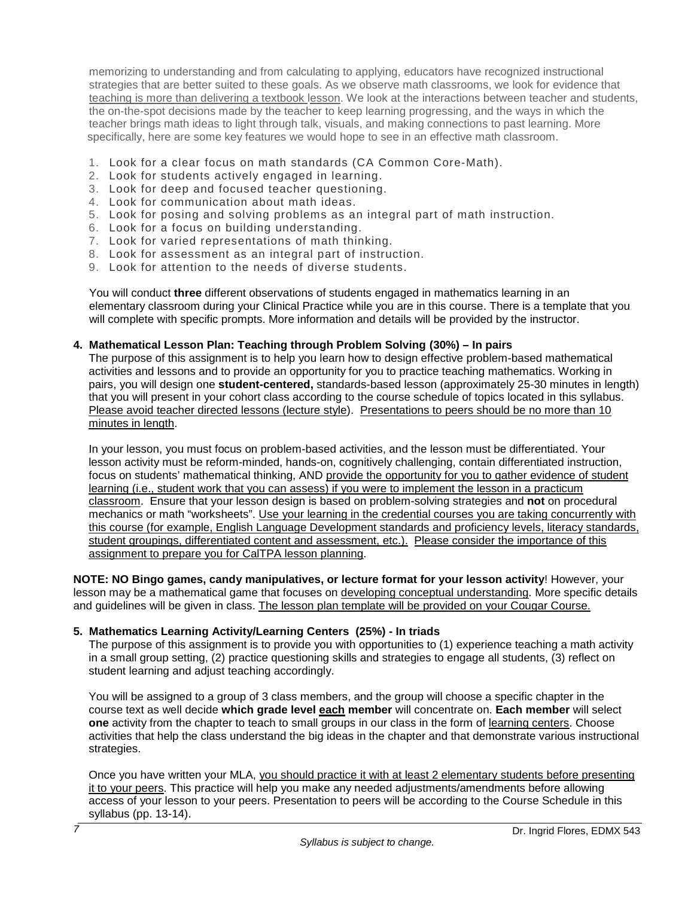memorizing to understanding and from calculating to applying, educators have recognized instructional strategies that are better suited to these goals. As we observe math classrooms, we look for evidence that teaching is more than delivering a textbook lesson. We look at the interactions between teacher and students, the on-the-spot decisions made by the teacher to keep learning progressing, and the ways in which the teacher brings math ideas to light through talk, visuals, and making connections to past learning. More specifically, here are some key features we would hope to see in an effective math classroom.

1. Look for a clear focus on math standards (CA Common Core-Math).
2. Look for students actively engaged in learning.
3. Look for deep and focused teacher questioning.
4. Look for communication about math ideas.
5. Look for posing and solving problems as an integral part of math instruction.
6. Look for a focus on building understanding.
7. Look for varied representations of math thinking.
8. Look for assessment as an integral part of instruction.
9. Look for attention to the needs of diverse students.

You will conduct **three** different observations of students engaged in mathematics learning in an elementary classroom during your Clinical Practice while you are in this course. There is a template that you will complete with specific prompts. More information and details will be provided by the instructor.

**4. Mathematical Lesson Plan: Teaching through Problem Solving (30%) – In pairs**

The purpose of this assignment is to help you learn how to design effective problem-based mathematical activities and lessons and to provide an opportunity for you to practice teaching mathematics. Working in pairs, you will design one **student-centered,** standards-based lesson (approximately 25-30 minutes in length) that you will present in your cohort class according to the course schedule of topics located in this syllabus. Please avoid teacher directed lessons (lecture style). Presentations to peers should be no more than 10 minutes in length.

In your lesson, you must focus on problem-based activities, and the lesson must be differentiated. Your lesson activity must be reform-minded, hands-on, cognitively challenging, contain differentiated instruction, focus on students' mathematical thinking, AND provide the opportunity for you to gather evidence of student learning (i.e., student work that you can assess) if you were to implement the lesson in a practicum classroom. Ensure that your lesson design is based on problem-solving strategies and **not** on procedural mechanics or math "worksheets". Use your learning in the credential courses you are taking concurrently with this course (for example, English Language Development standards and proficiency levels, literacy standards, student groupings, differentiated content and assessment, etc.). Please consider the importance of this assignment to prepare you for CalTPA lesson planning.

**NOTE: NO Bingo games, candy manipulatives, or lecture format for your lesson activity**! However, your lesson may be a mathematical game that focuses on developing conceptual understanding. More specific details and guidelines will be given in class. The lesson plan template will be provided on your Cougar Course.

**5. Mathematics Learning Activity/Learning Centers (25%) - In triads**

The purpose of this assignment is to provide you with opportunities to (1) experience teaching a math activity in a small group setting, (2) practice questioning skills and strategies to engage all students, (3) reflect on student learning and adjust teaching accordingly.

You will be assigned to a group of 3 class members, and the group will choose a specific chapter in the course text as well decide **which grade level each member** will concentrate on. **Each member** will select **one** activity from the chapter to teach to small groups in our class in the form of learning centers. Choose activities that help the class understand the big ideas in the chapter and that demonstrate various instructional strategies.

Once you have written your MLA, you should practice it with at least 2 elementary students before presenting it to your peers. This practice will help you make any needed adjustments/amendments before allowing access of your lesson to your peers. Presentation to peers will be according to the Course Schedule in this syllabus (pp. 13-14).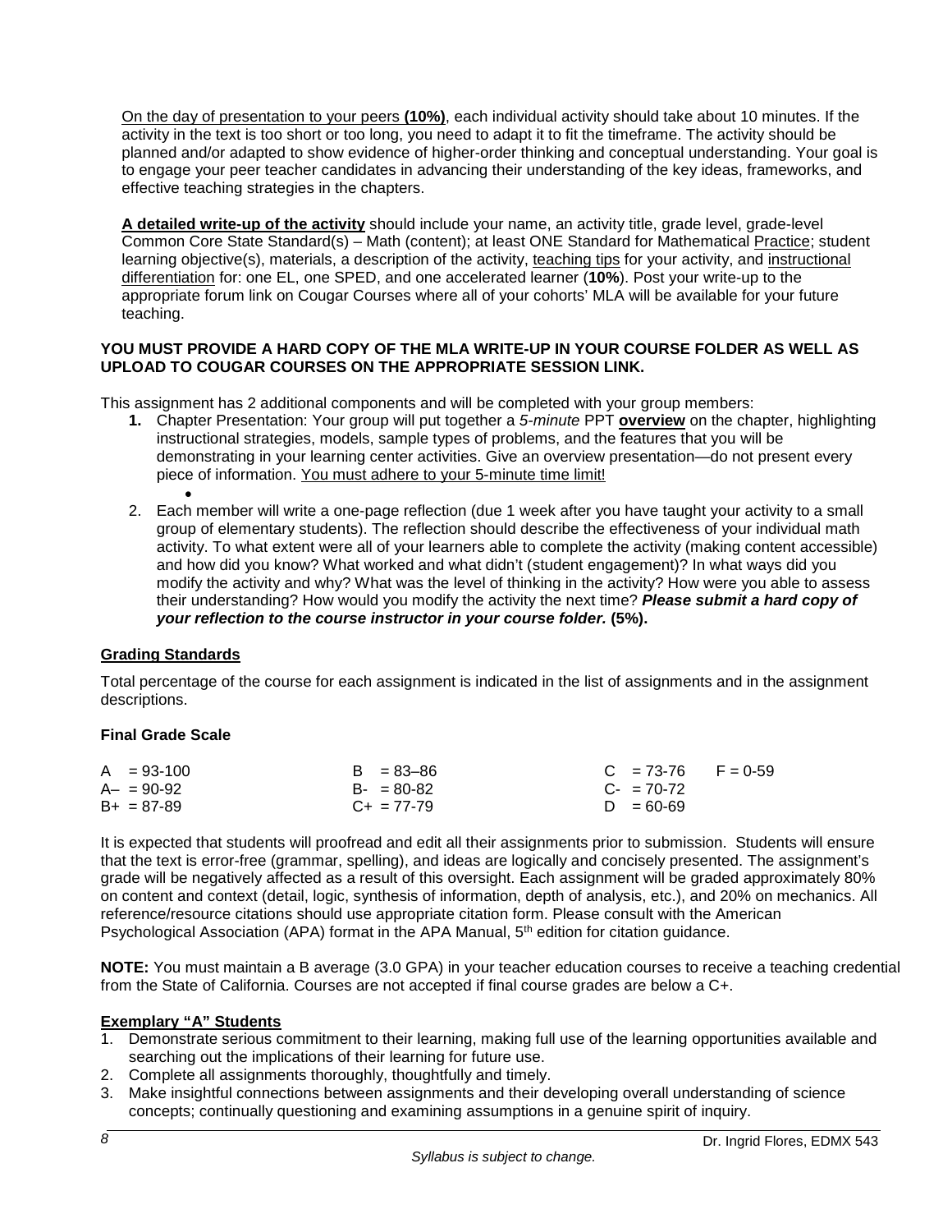On the day of presentation to your peers **(10%)**, each individual activity should take about 10 minutes. If the activity in the text is too short or too long, you need to adapt it to fit the timeframe. The activity should be planned and/or adapted to show evidence of higher-order thinking and conceptual understanding. Your goal is to engage your peer teacher candidates in advancing their understanding of the key ideas, frameworks, and effective teaching strategies in the chapters.

**A detailed write-up of the activity** should include your name, an activity title, grade level, grade-level Common Core State Standard(s) – Math (content); at least ONE Standard for Mathematical Practice; student learning objective(s), materials, a description of the activity, teaching tips for your activity, and instructional differentiation for: one EL, one SPED, and one accelerated learner (**10%**). Post your write-up to the appropriate forum link on Cougar Courses where all of your cohorts' MLA will be available for your future teaching.

**YOU MUST PROVIDE A HARD COPY OF THE MLA WRITE-UP IN YOUR COURSE FOLDER AS WELL AS UPLOAD TO COUGAR COURSES ON THE APPROPRIATE SESSION LINK.**

This assignment has 2 additional components and will be completed with your group members:

1. Chapter Presentation: Your group will put together a *5-minute* PPT **overview** on the chapter, highlighting instructional strategies, models, sample types of problems, and the features that you will be demonstrating in your learning center activities. Give an overview presentation—do not present every piece of information. You must adhere to your 5-minute time limit!
2. Each member will write a one-page reflection (due 1 week after you have taught your activity to a small group of elementary students). The reflection should describe the effectiveness of your individual math activity. To what extent were all of your learners able to complete the activity (making content accessible) and how did you know? What worked and what didn't (student engagement)? In what ways did you modify the activity and why? What was the level of thinking in the activity? How were you able to assess their understanding? How would you modify the activity the next time? ***Please submit a hard copy of your reflection to the course instructor in your course folder.*** **(5%).**

## Grading Standards

Total percentage of the course for each assignment is indicated in the list of assignments and in the assignment descriptions.

### Final Grade Scale

| | | | |
|---|---|---|---|
| A = 93-100 | B = 83–86 | C = 73-76 | F = 0-59 |
| A– = 90-92 | B- = 80-82 | C- = 70-72 | |
| B+ = 87-89 | C+ = 77-79 | D = 60-69 | |

It is expected that students will proofread and edit all their assignments prior to submission. Students will ensure that the text is error-free (grammar, spelling), and ideas are logically and concisely presented. The assignment's grade will be negatively affected as a result of this oversight. Each assignment will be graded approximately 80% on content and context (detail, logic, synthesis of information, depth of analysis, etc.), and 20% on mechanics. All reference/resource citations should use appropriate citation form. Please consult with the American Psychological Association (APA) format in the APA Manual, 5th edition for citation guidance.

**NOTE:** You must maintain a B average (3.0 GPA) in your teacher education courses to receive a teaching credential from the State of California. Courses are not accepted if final course grades are below a C+.

### Exemplary "A" Students

1. Demonstrate serious commitment to their learning, making full use of the learning opportunities available and searching out the implications of their learning for future use.
2. Complete all assignments thoroughly, thoughtfully and timely.
3. Make insightful connections between assignments and their developing overall understanding of science concepts; continually questioning and examining assumptions in a genuine spirit of inquiry.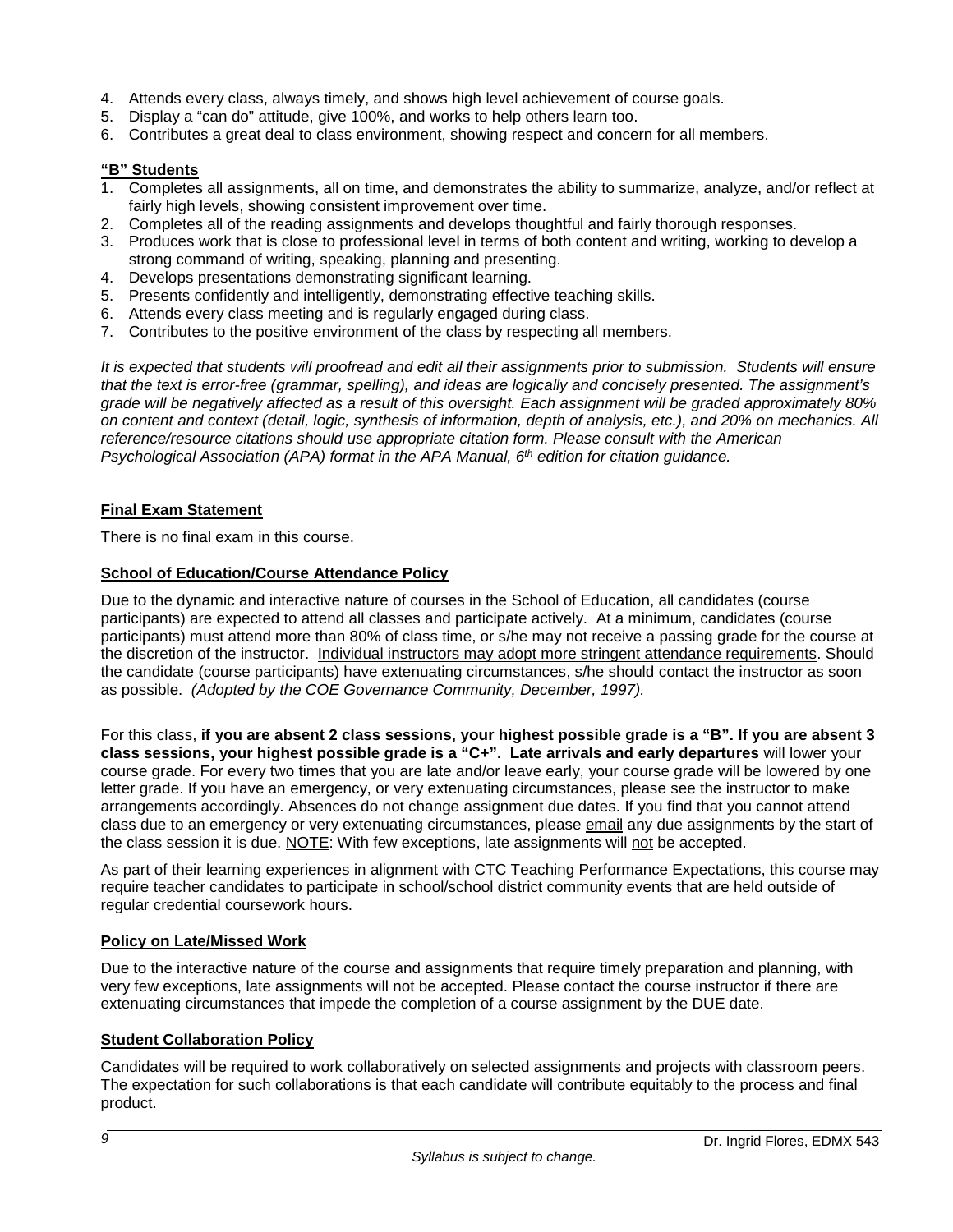4. Attends every class, always timely, and shows high level achievement of course goals.
5. Display a "can do" attitude, give 100%, and works to help others learn too.
6. Contributes a great deal to class environment, showing respect and concern for all members.

**"B" Students**

1. Completes all assignments, all on time, and demonstrates the ability to summarize, analyze, and/or reflect at fairly high levels, showing consistent improvement over time.
2. Completes all of the reading assignments and develops thoughtful and fairly thorough responses.
3. Produces work that is close to professional level in terms of both content and writing, working to develop a strong command of writing, speaking, planning and presenting.
4. Develops presentations demonstrating significant learning.
5. Presents confidently and intelligently, demonstrating effective teaching skills.
6. Attends every class meeting and is regularly engaged during class.
7. Contributes to the positive environment of the class by respecting all members.

*It is expected that students will proofread and edit all their assignments prior to submission. Students will ensure that the text is error-free (grammar, spelling), and ideas are logically and concisely presented. The assignment's grade will be negatively affected as a result of this oversight. Each assignment will be graded approximately 80% on content and context (detail, logic, synthesis of information, depth of analysis, etc.), and 20% on mechanics. All reference/resource citations should use appropriate citation form. Please consult with the American Psychological Association (APA) format in the APA Manual, 6th edition for citation guidance.*

## Final Exam Statement

There is no final exam in this course.

## School of Education/Course Attendance Policy

Due to the dynamic and interactive nature of courses in the School of Education, all candidates (course participants) are expected to attend all classes and participate actively. At a minimum, candidates (course participants) must attend more than 80% of class time, or s/he may not receive a passing grade for the course at the discretion of the instructor. Individual instructors may adopt more stringent attendance requirements. Should the candidate (course participants) have extenuating circumstances, s/he should contact the instructor as soon as possible. *(Adopted by the COE Governance Community, December, 1997).*

For this class, **if you are absent 2 class sessions, your highest possible grade is a "B". If you are absent 3 class sessions, your highest possible grade is a "C+". Late arrivals and early departures** will lower your course grade. For every two times that you are late and/or leave early, your course grade will be lowered by one letter grade. If you have an emergency, or very extenuating circumstances, please see the instructor to make arrangements accordingly. Absences do not change assignment due dates. If you find that you cannot attend class due to an emergency or very extenuating circumstances, please email any due assignments by the start of the class session it is due. NOTE: With few exceptions, late assignments will not be accepted.

As part of their learning experiences in alignment with CTC Teaching Performance Expectations, this course may require teacher candidates to participate in school/school district community events that are held outside of regular credential coursework hours.

## Policy on Late/Missed Work

Due to the interactive nature of the course and assignments that require timely preparation and planning, with very few exceptions, late assignments will not be accepted. Please contact the course instructor if there are extenuating circumstances that impede the completion of a course assignment by the DUE date.

## Student Collaboration Policy

Candidates will be required to work collaboratively on selected assignments and projects with classroom peers. The expectation for such collaborations is that each candidate will contribute equitably to the process and final product.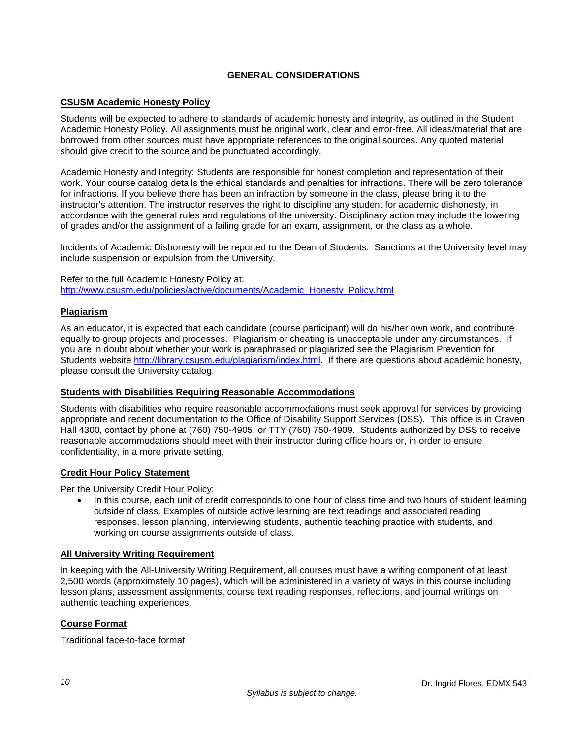## GENERAL CONSIDERATIONS

### CSUSM Academic Honesty Policy

Students will be expected to adhere to standards of academic honesty and integrity, as outlined in the Student Academic Honesty Policy. All assignments must be original work, clear and error-free. All ideas/material that are borrowed from other sources must have appropriate references to the original sources. Any quoted material should give credit to the source and be punctuated accordingly.

Academic Honesty and Integrity: Students are responsible for honest completion and representation of their work. Your course catalog details the ethical standards and penalties for infractions. There will be zero tolerance for infractions. If you believe there has been an infraction by someone in the class, please bring it to the instructor's attention. The instructor reserves the right to discipline any student for academic dishonesty, in accordance with the general rules and regulations of the university. Disciplinary action may include the lowering of grades and/or the assignment of a failing grade for an exam, assignment, or the class as a whole.

Incidents of Academic Dishonesty will be reported to the Dean of Students. Sanctions at the University level may include suspension or expulsion from the University.

Refer to the full Academic Honesty Policy at:
http://www.csusm.edu/policies/active/documents/Academic_Honesty_Policy.html

### Plagiarism

As an educator, it is expected that each candidate (course participant) will do his/her own work, and contribute equally to group projects and processes. Plagiarism or cheating is unacceptable under any circumstances. If you are in doubt about whether your work is paraphrased or plagiarized see the Plagiarism Prevention for Students website http://library.csusm.edu/plagiarism/index.html. If there are questions about academic honesty, please consult the University catalog.

### Students with Disabilities Requiring Reasonable Accommodations

Students with disabilities who require reasonable accommodations must seek approval for services by providing appropriate and recent documentation to the Office of Disability Support Services (DSS). This office is in Craven Hall 4300, contact by phone at (760) 750-4905, or TTY (760) 750-4909. Students authorized by DSS to receive reasonable accommodations should meet with their instructor during office hours or, in order to ensure confidentiality, in a more private setting.

### Credit Hour Policy Statement

Per the University Credit Hour Policy:

- In this course, each unit of credit corresponds to one hour of class time and two hours of student learning outside of class. Examples of outside active learning are text readings and associated reading responses, lesson planning, interviewing students, authentic teaching practice with students, and working on course assignments outside of class.

### All University Writing Requirement

In keeping with the All-University Writing Requirement, all courses must have a writing component of at least 2,500 words (approximately 10 pages), which will be administered in a variety of ways in this course including lesson plans, assessment assignments, course text reading responses, reflections, and journal writings on authentic teaching experiences.

### Course Format

Traditional face-to-face format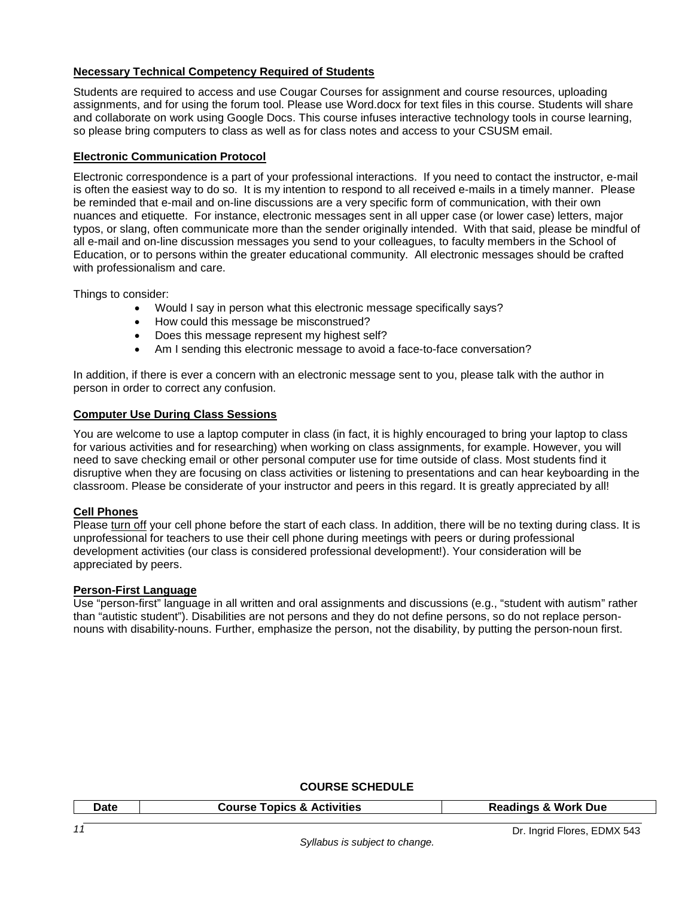### **Necessary Technical Competency Required of Students**

Students are required to access and use Cougar Courses for assignment and course resources, uploading assignments, and for using the forum tool. Please use Word.docx for text files in this course. Students will share and collaborate on work using Google Docs. This course infuses interactive technology tools in course learning, so please bring computers to class as well as for class notes and access to your CSUSM email.

### **Electronic Communication Protocol**

Electronic correspondence is a part of your professional interactions. If you need to contact the instructor, e-mail is often the easiest way to do so. It is my intention to respond to all received e-mails in a timely manner. Please be reminded that e-mail and on-line discussions are a very specific form of communication, with their own nuances and etiquette. For instance, electronic messages sent in all upper case (or lower case) letters, major typos, or slang, often communicate more than the sender originally intended. With that said, please be mindful of all e-mail and on-line discussion messages you send to your colleagues, to faculty members in the School of Education, or to persons within the greater educational community. All electronic messages should be crafted with professionalism and care.

Things to consider:

- Would I say in person what this electronic message specifically says?
- How could this message be misconstrued?
- Does this message represent my highest self?
- Am I sending this electronic message to avoid a face-to-face conversation?

In addition, if there is ever a concern with an electronic message sent to you, please talk with the author in person in order to correct any confusion.

### **Computer Use During Class Sessions**

You are welcome to use a laptop computer in class (in fact, it is highly encouraged to bring your laptop to class for various activities and for researching) when working on class assignments, for example. However, you will need to save checking email or other personal computer use for time outside of class. Most students find it disruptive when they are focusing on class activities or listening to presentations and can hear keyboarding in the classroom. Please be considerate of your instructor and peers in this regard. It is greatly appreciated by all!

### **Cell Phones**

Please turn off your cell phone before the start of each class. In addition, there will be no texting during class. It is unprofessional for teachers to use their cell phone during meetings with peers or during professional development activities (our class is considered professional development!). Your consideration will be appreciated by peers.

### **Person-First Language**

Use "person-first" language in all written and oral assignments and discussions (e.g., "student with autism" rather than "autistic student"). Disabilities are not persons and they do not define persons, so do not replace person-nouns with disability-nouns. Further, emphasize the person, not the disability, by putting the person-noun first.

## **COURSE SCHEDULE**

| Date | Course Topics & Activities | Readings & Work Due |
| --- | --- | --- |

*Syllabus is subject to change.*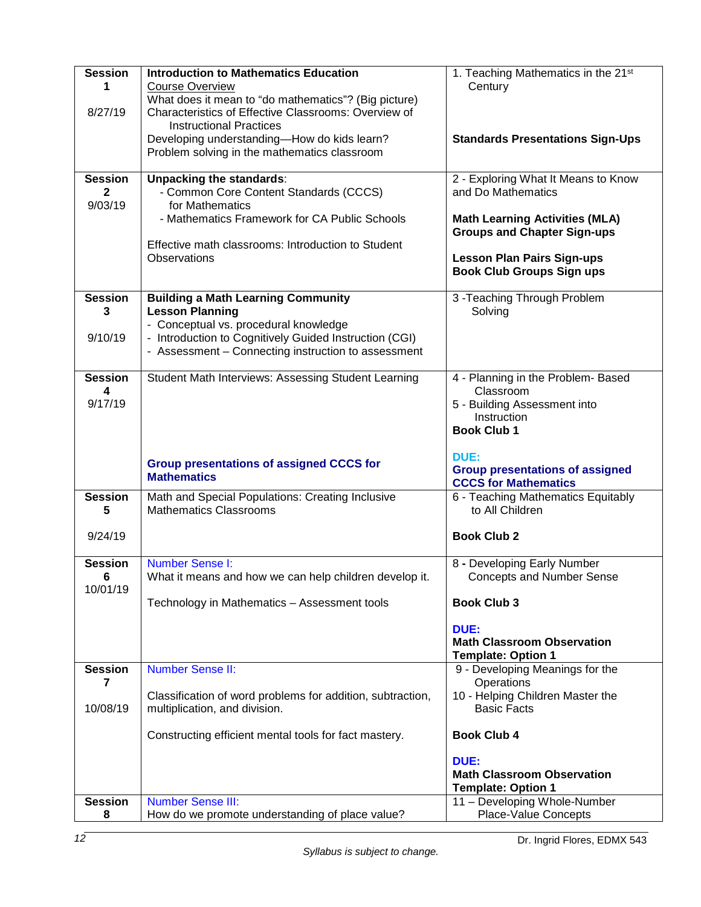| Session | Topic | Reading / Assignments |
|---|---|---|
| **Session 1**<br><br>8/27/19 | **Introduction to Mathematics Education**<br>Course Overview<br>What does it mean to "do mathematics"? (Big picture)<br>Characteristics of Effective Classrooms: Overview of Instructional Practices<br>Developing understanding—How do kids learn?<br>Problem solving in the mathematics classroom | 1. Teaching Mathematics in the 21st Century<br><br>**Standards Presentations Sign-Ups** |
| **Session 2**<br>9/03/19 | **Unpacking the standards**:<br>- Common Core Content Standards (CCCS) for Mathematics<br>- Mathematics Framework for CA Public Schools<br><br>Effective math classrooms: Introduction to Student Observations | 2 - Exploring What It Means to Know and Do Mathematics<br><br>**Math Learning Activities (MLA) Groups and Chapter Sign-ups**<br><br>**Lesson Plan Pairs Sign-ups**<br>**Book Club Groups Sign ups** |
| **Session 3**<br><br>9/10/19 | **Building a Math Learning Community**<br>**Lesson Planning**<br>- Conceptual vs. procedural knowledge<br>- Introduction to Cognitively Guided Instruction (CGI)<br>- Assessment – Connecting instruction to assessment | 3 -Teaching Through Problem Solving |
| **Session 4**<br>9/17/19 | Student Math Interviews: Assessing Student Learning<br><br>**Group presentations of assigned CCCS for Mathematics** | 4 - Planning in the Problem- Based Classroom<br>5 - Building Assessment into Instruction<br>**Book Club 1**<br><br>**DUE:**<br>**Group presentations of assigned CCCS for Mathematics** |
| **Session 5**<br><br>9/24/19 | Math and Special Populations: Creating Inclusive Mathematics Classrooms | 6 - Teaching Mathematics Equitably to All Children<br><br>**Book Club 2** |
| **Session 6**<br>10/01/19 | Number Sense I:<br>What it means and how we can help children develop it.<br><br>Technology in Mathematics – Assessment tools | 8 - Developing Early Number Concepts and Number Sense<br><br>**Book Club 3**<br><br>**DUE:**<br>**Math Classroom Observation Template: Option 1** |
| **Session 7**<br><br>10/08/19 | Number Sense II:<br><br>Classification of word problems for addition, subtraction, multiplication, and division.<br><br>Constructing efficient mental tools for fact mastery. | 9 - Developing Meanings for the Operations<br>10 - Helping Children Master the Basic Facts<br><br>**Book Club 4**<br><br>**DUE:**<br>**Math Classroom Observation Template: Option 1** |
| **Session 8** | Number Sense III:<br>How do we promote understanding of place value? | 11 – Developing Whole-Number Place-Value Concepts |

*Syllabus is subject to change.*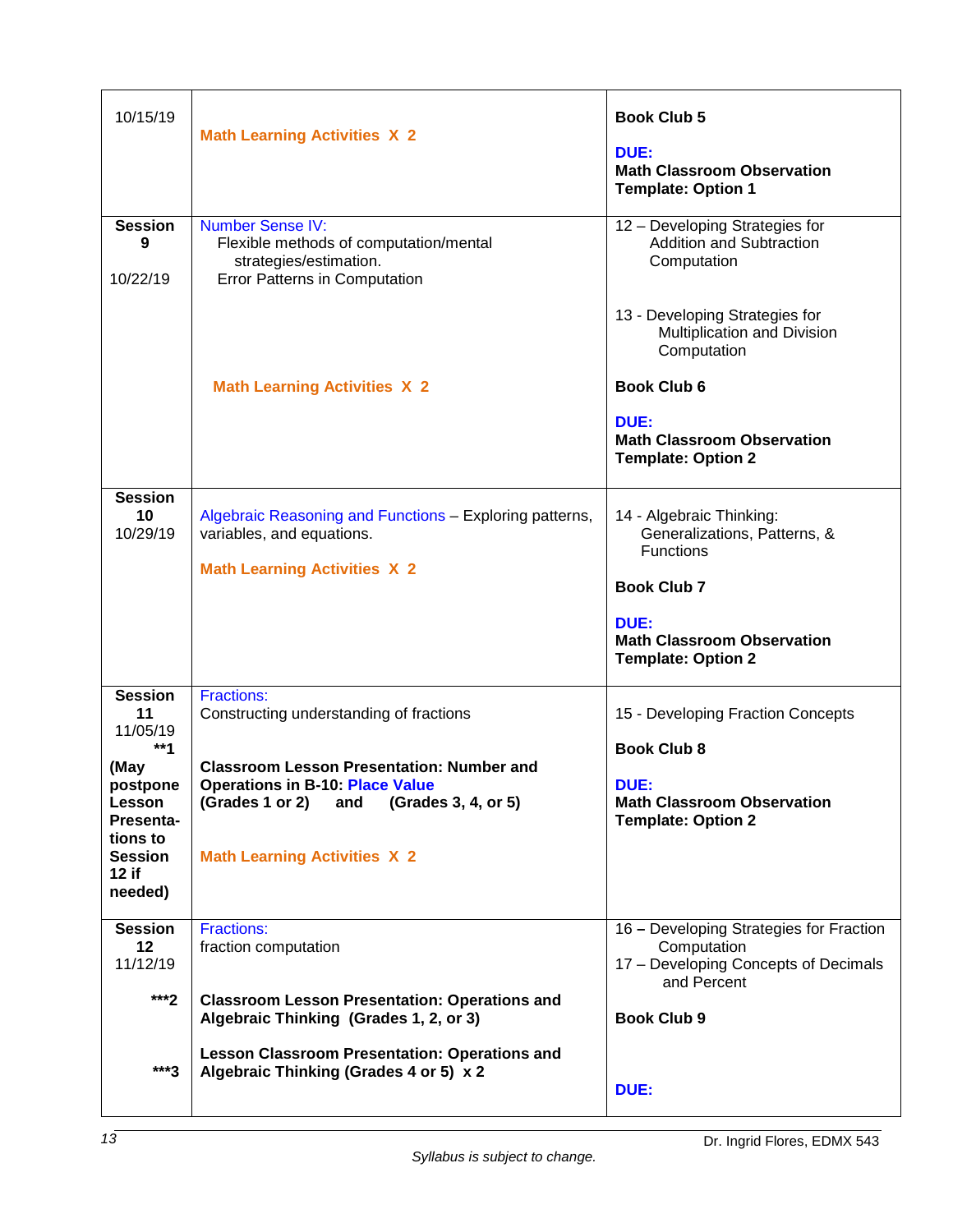| | | |
|---|---|---|
| 10/15/19 | **Math Learning Activities X 2** | **Book Club 5**<br><br>**DUE:**<br>**Math Classroom Observation Template: Option 1** |
| **Session 9**<br><br>10/22/19 | Number Sense IV:<br>Flexible methods of computation/mental strategies/estimation.<br>Error Patterns in Computation<br><br>**Math Learning Activities X 2** | 12 – Developing Strategies for Addition and Subtraction Computation<br><br>13 - Developing Strategies for Multiplication and Division Computation<br><br>**Book Club 6**<br><br>**DUE:**<br>**Math Classroom Observation Template: Option 2** |
| **Session 10**<br>10/29/19 | Algebraic Reasoning and Functions – Exploring patterns, variables, and equations.<br><br>**Math Learning Activities X 2** | 14 - Algebraic Thinking: Generalizations, Patterns, & Functions<br><br>**Book Club 7**<br><br>**DUE:**<br>**Math Classroom Observation Template: Option 2** |
| **Session 11**<br>11/05/19<br>**\*\*1**<br>**(May postpone Lesson Presentations to Session 12 if needed)** | Fractions:<br>Constructing understanding of fractions<br><br>**Classroom Lesson Presentation: Number and Operations in B-10: Place Value (Grades 1 or 2) and (Grades 3, 4, or 5)**<br><br>**Math Learning Activities X 2** | 15 - Developing Fraction Concepts<br><br>**Book Club 8**<br><br>**DUE:**<br>**Math Classroom Observation Template: Option 2** |
| **Session 12**<br>11/12/19<br><br>**\*\*\*2**<br><br>**\*\*\*3** | Fractions:<br>fraction computation<br><br>**Classroom Lesson Presentation: Operations and Algebraic Thinking (Grades 1, 2, or 3)**<br><br>**Lesson Classroom Presentation: Operations and Algebraic Thinking (Grades 4 or 5) x 2** | 16 – Developing Strategies for Fraction Computation<br>17 – Developing Concepts of Decimals and Percent<br><br>**Book Club 9**<br><br>**DUE:** |

*Syllabus is subject to change.*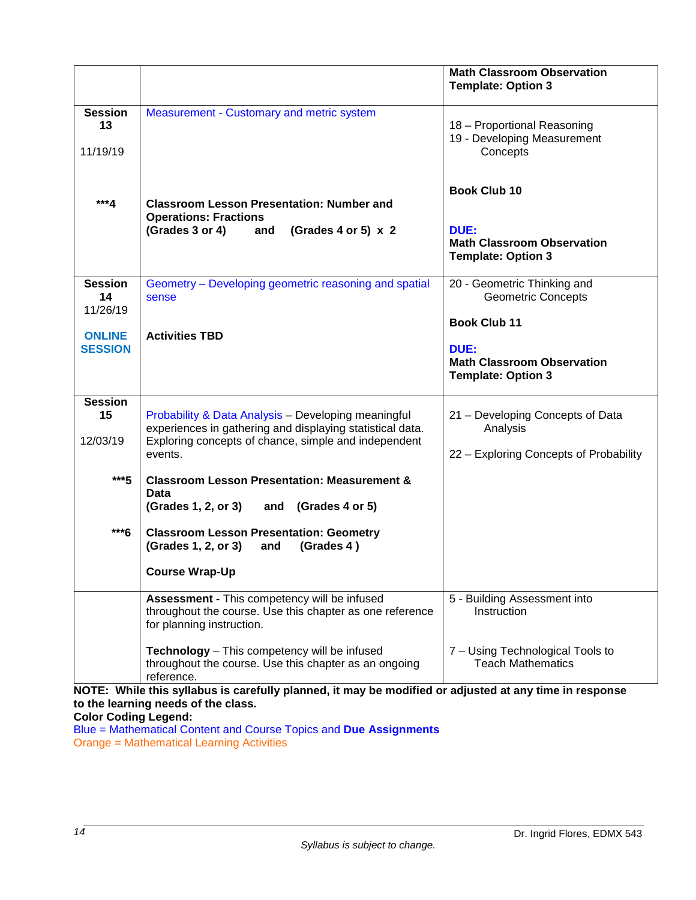| | | |
|---|---|---|
| | | **Math Classroom Observation Template: Option 3** |
| **Session 13**<br><br>11/19/19<br><br><br>**\*\*\*4** | Measurement - Customary and metric system<br><br><br><br>**Classroom Lesson Presentation: Number and Operations: Fractions**<br>**(Grades 3 or 4) and (Grades 4 or 5) x 2** | 18 – Proportional Reasoning<br>19 - Developing Measurement Concepts<br><br>**Book Club 10**<br><br>**DUE:**<br>**Math Classroom Observation Template: Option 3** |
| **Session 14**<br>11/26/19<br><br>**ONLINE SESSION** | Geometry – Developing geometric reasoning and spatial sense<br><br>**Activities TBD** | 20 - Geometric Thinking and Geometric Concepts<br><br>**Book Club 11**<br><br>**DUE:**<br>**Math Classroom Observation Template: Option 3** |
| **Session 15**<br><br>12/03/19<br><br>**\*\*\*5**<br><br>**\*\*\*6** | Probability & Data Analysis – Developing meaningful experiences in gathering and displaying statistical data. Exploring concepts of chance, simple and independent events.<br><br>**Classroom Lesson Presentation: Measurement & Data**<br>**(Grades 1, 2, or 3) and (Grades 4 or 5)**<br><br>**Classroom Lesson Presentation: Geometry**<br>**(Grades 1, 2, or 3) and (Grades 4 )**<br><br>**Course Wrap-Up** | 21 – Developing Concepts of Data Analysis<br><br>22 – Exploring Concepts of Probability |
| | **Assessment -** This competency will be infused throughout the course. Use this chapter as one reference for planning instruction.<br><br>**Technology** – This competency will be infused throughout the course. Use this chapter as an ongoing reference. | 5 - Building Assessment into Instruction<br><br>7 – Using Technological Tools to Teach Mathematics |

**NOTE: While this syllabus is carefully planned, it may be modified or adjusted at any time in response to the learning needs of the class.**

**Color Coding Legend:**

Blue = Mathematical Content and Course Topics and **Due Assignments**

Orange = Mathematical Learning Activities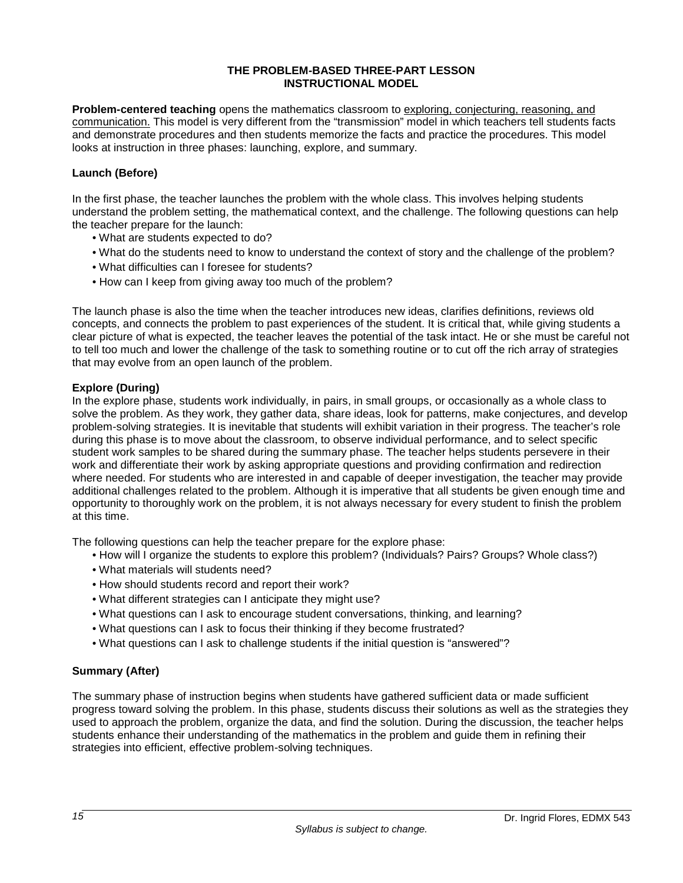# THE PROBLEM-BASED THREE-PART LESSON INSTRUCTIONAL MODEL

**Problem-centered teaching** opens the mathematics classroom to exploring, conjecturing, reasoning, and communication. This model is very different from the "transmission" model in which teachers tell students facts and demonstrate procedures and then students memorize the facts and practice the procedures. This model looks at instruction in three phases: launching, explore, and summary.

### Launch (Before)

In the first phase, the teacher launches the problem with the whole class. This involves helping students understand the problem setting, the mathematical context, and the challenge. The following questions can help the teacher prepare for the launch:

- What are students expected to do?
- What do the students need to know to understand the context of story and the challenge of the problem?
- What difficulties can I foresee for students?
- How can I keep from giving away too much of the problem?

The launch phase is also the time when the teacher introduces new ideas, clarifies definitions, reviews old concepts, and connects the problem to past experiences of the student. It is critical that, while giving students a clear picture of what is expected, the teacher leaves the potential of the task intact. He or she must be careful not to tell too much and lower the challenge of the task to something routine or to cut off the rich array of strategies that may evolve from an open launch of the problem.

### Explore (During)

In the explore phase, students work individually, in pairs, in small groups, or occasionally as a whole class to solve the problem. As they work, they gather data, share ideas, look for patterns, make conjectures, and develop problem-solving strategies. It is inevitable that students will exhibit variation in their progress. The teacher's role during this phase is to move about the classroom, to observe individual performance, and to select specific student work samples to be shared during the summary phase. The teacher helps students persevere in their work and differentiate their work by asking appropriate questions and providing confirmation and redirection where needed. For students who are interested in and capable of deeper investigation, the teacher may provide additional challenges related to the problem. Although it is imperative that all students be given enough time and opportunity to thoroughly work on the problem, it is not always necessary for every student to finish the problem at this time.

The following questions can help the teacher prepare for the explore phase:

- How will I organize the students to explore this problem? (Individuals? Pairs? Groups? Whole class?)
- What materials will students need?
- How should students record and report their work?
- What different strategies can I anticipate they might use?
- What questions can I ask to encourage student conversations, thinking, and learning?
- What questions can I ask to focus their thinking if they become frustrated?
- What questions can I ask to challenge students if the initial question is "answered"?

### Summary (After)

The summary phase of instruction begins when students have gathered sufficient data or made sufficient progress toward solving the problem. In this phase, students discuss their solutions as well as the strategies they used to approach the problem, organize the data, and find the solution. During the discussion, the teacher helps students enhance their understanding of the mathematics in the problem and guide them in refining their strategies into efficient, effective problem-solving techniques.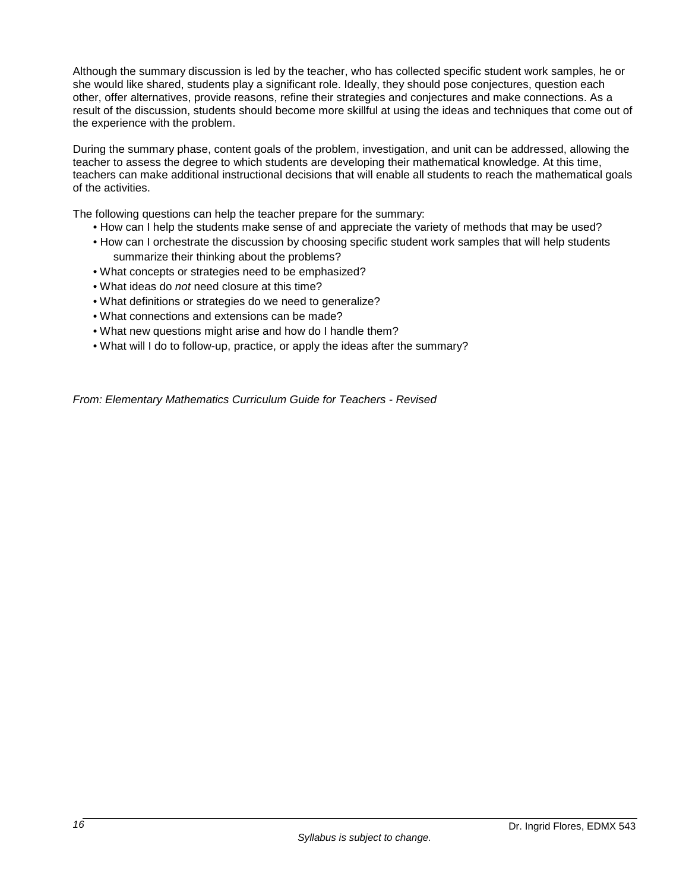Although the summary discussion is led by the teacher, who has collected specific student work samples, he or she would like shared, students play a significant role. Ideally, they should pose conjectures, question each other, offer alternatives, provide reasons, refine their strategies and conjectures and make connections. As a result of the discussion, students should become more skillful at using the ideas and techniques that come out of the experience with the problem.

During the summary phase, content goals of the problem, investigation, and unit can be addressed, allowing the teacher to assess the degree to which students are developing their mathematical knowledge. At this time, teachers can make additional instructional decisions that will enable all students to reach the mathematical goals of the activities.

The following questions can help the teacher prepare for the summary:

- How can I help the students make sense of and appreciate the variety of methods that may be used?
- How can I orchestrate the discussion by choosing specific student work samples that will help students summarize their thinking about the problems?
- What concepts or strategies need to be emphasized?
- What ideas do *not* need closure at this time?
- What definitions or strategies do we need to generalize?
- What connections and extensions can be made?
- What new questions might arise and how do I handle them?
- What will I do to follow-up, practice, or apply the ideas after the summary?

*From: Elementary Mathematics Curriculum Guide for Teachers - Revised*